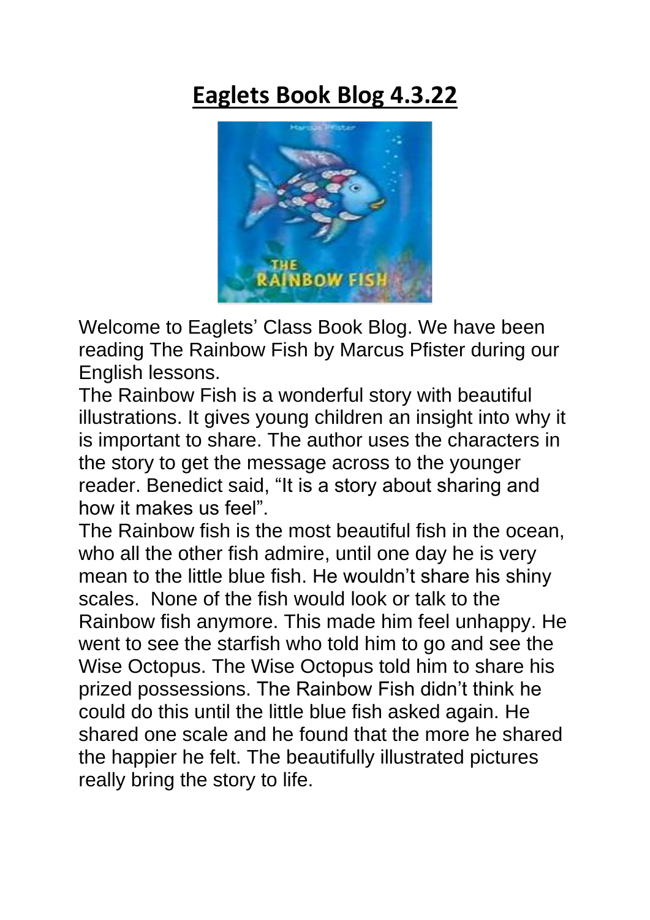# **Eaglets Book Blog 4.3.22**

Welcome to Eaglets' Class Book Blog. We have been reading The Rainbow Fish by Marcus Pfister during our English lessons.

The Rainbow Fish is a wonderful story with beautiful illustrations. It gives young children an insight into why it is important to share. The author uses the characters in the story to get the message across to the younger reader. Benedict said, "It is a story about sharing and how it makes us feel".

The Rainbow fish is the most beautiful fish in the ocean, who all the other fish admire, until one day he is very mean to the little blue fish. He wouldn't share his shiny scales. None of the fish would look or talk to the Rainbow fish anymore. This made him feel unhappy. He went to see the starfish who told him to go and see the Wise Octopus. The Wise Octopus told him to share his prized possessions. The Rainbow Fish didn't think he could do this until the little blue fish asked again. He shared one scale and he found that the more he shared the happier he felt. The beautifully illustrated pictures really bring the story to life.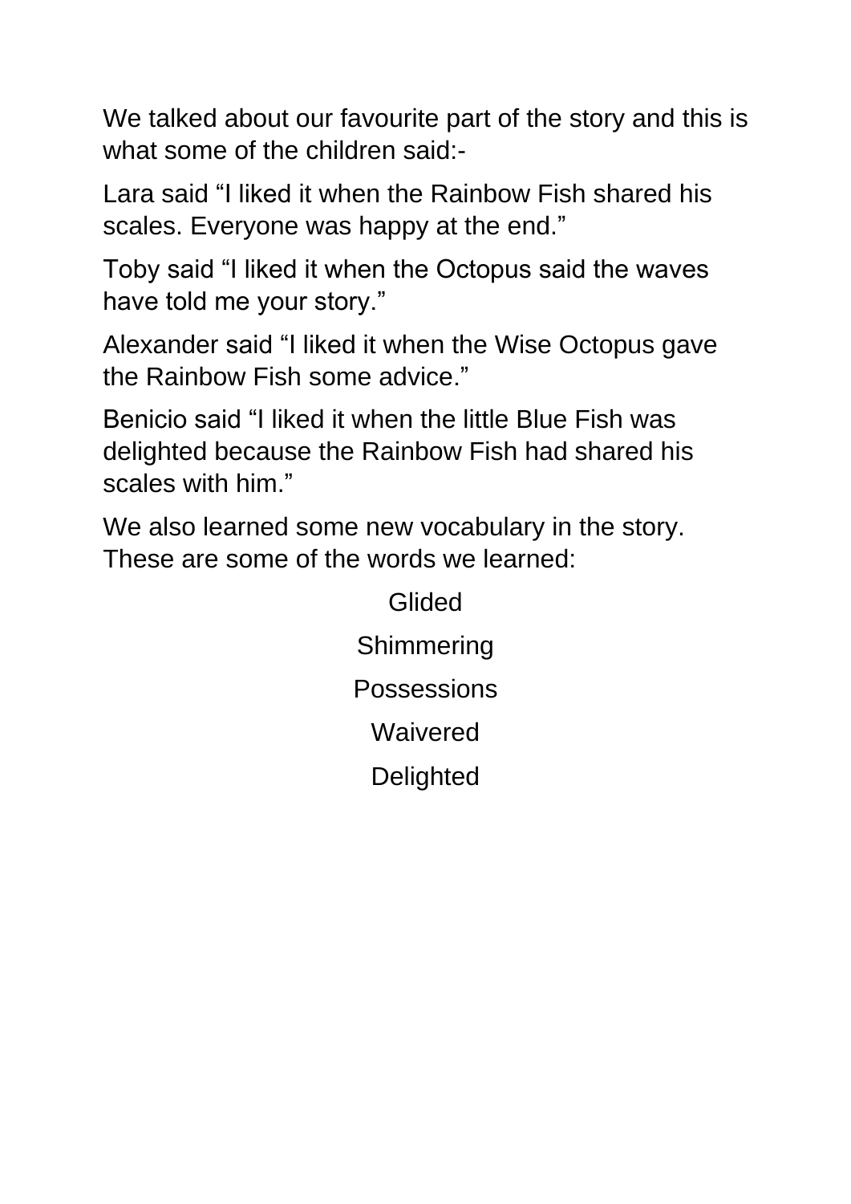We talked about our favourite part of the story and this is what some of the children said:-

Lara said "I liked it when the Rainbow Fish shared his scales. Everyone was happy at the end."

Toby said "I liked it when the Octopus said the waves have told me your story."

Alexander said "I liked it when the Wise Octopus gave the Rainbow Fish some advice."

Benicio said "I liked it when the little Blue Fish was delighted because the Rainbow Fish had shared his scales with him."

We also learned some new vocabulary in the story. These are some of the words we learned:

Glided

Shimmering

Possessions

Waivered

Delighted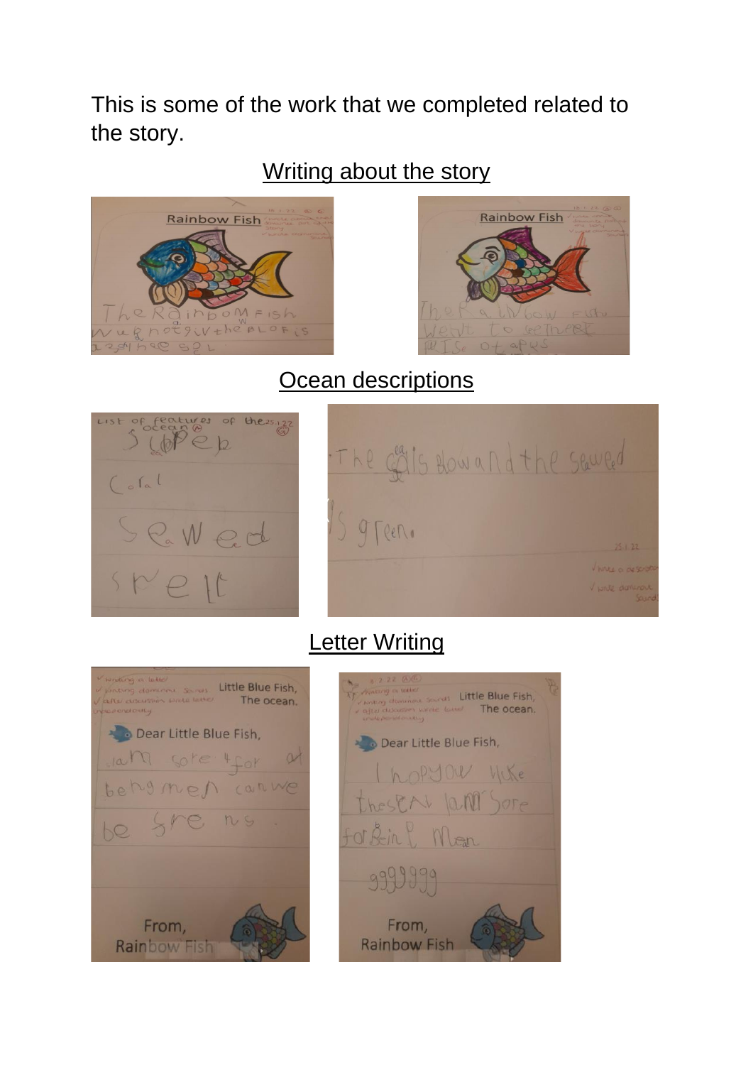This is some of the work that we completed related to the story.

## Writing about the story

## Ocean descriptions

## Letter Writing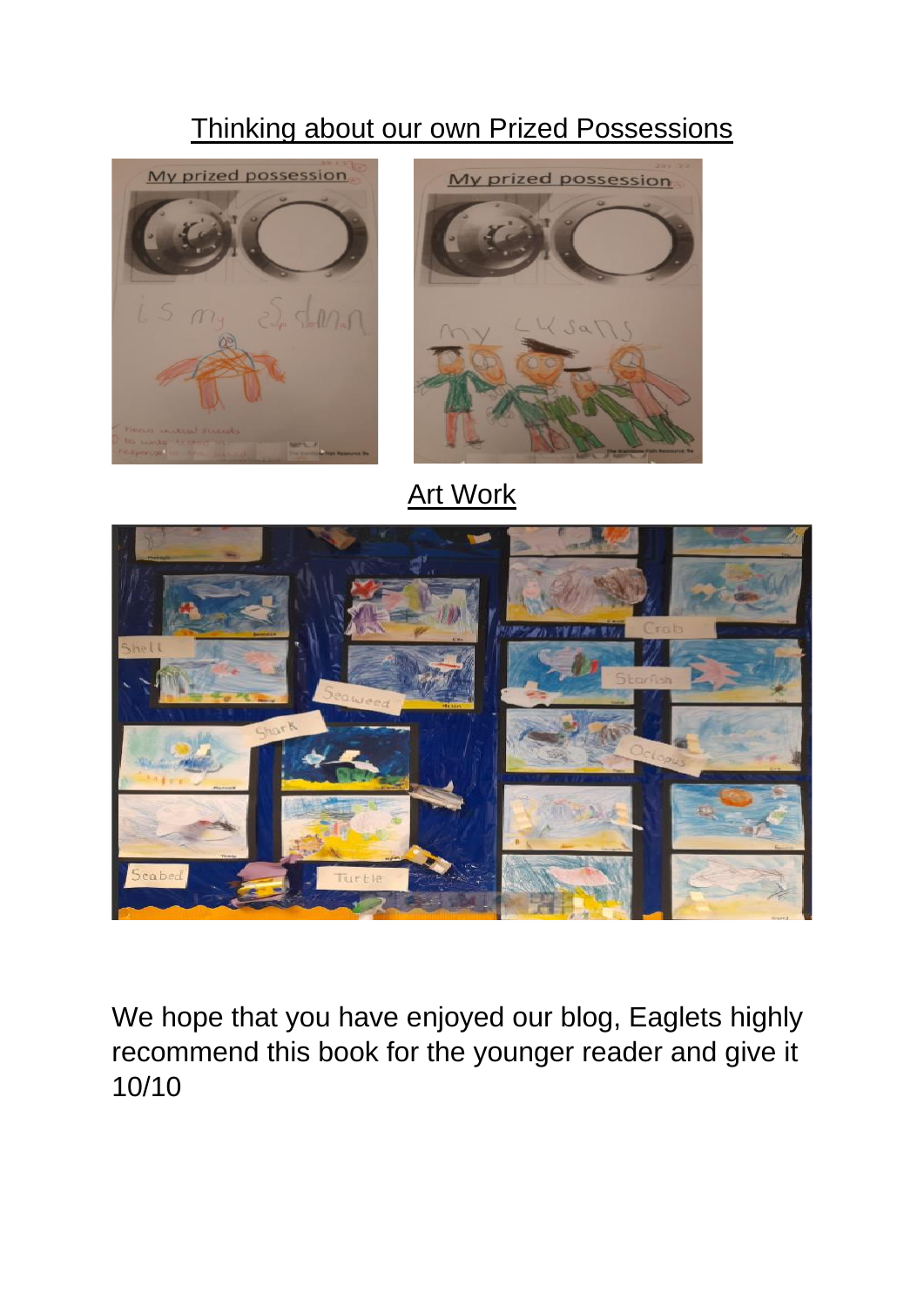Thinking about our own Prized Possessions

Art Work

We hope that you have enjoyed our blog, Eaglets highly recommend this book for the younger reader and give it 10/10